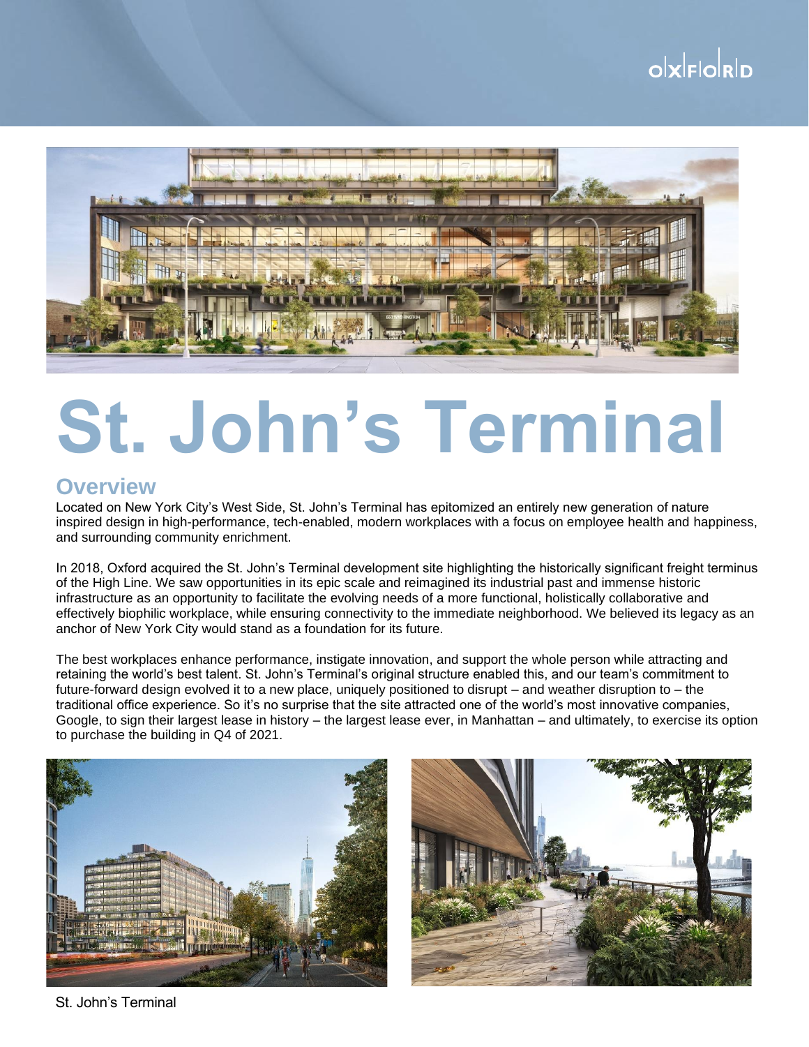# St. John's Terminal

## Overview

Located on New York City's West Side, St. John's Terminal has epitomized an entirely new generation of nature inspired design in high-performance, tech-enabled, modern workplaces with a focus on employee health and happiness, and surrounding community enrichment.

In 2018, Oxford acquired the St. John's Terminal development site highlighting the historically significant freight terminus of the High Line. We saw opportunities in its epic scale and reimagined its industrial past and immense historic infrastructure as an opportunity to facilitate the evolving needs of a more functional, holistically collaborative and effectively biophilic workplace, while ensuring connectivity to the immediate neighborhood. We believed its legacy as an anchor of New York City would stand as a foundation for its future.

The best workplaces enhance performance, instigate innovation, and support the whole person while attracting and retaining the world's best talent. St. John's Terminal's original structure enabled this, and our team's commitment to future-forward design evolved it to a new place, uniquely positioned to disrupt – and weather disruption to – the traditional office experience. So it's no surprise that the site attracted one of the world's most innovative companies, Google, to sign their largest lease in history – the largest lease ever, in Manhattan – and ultimately, to exercise its option to purchase the building in Q4 of 2021.

St. John's Terminal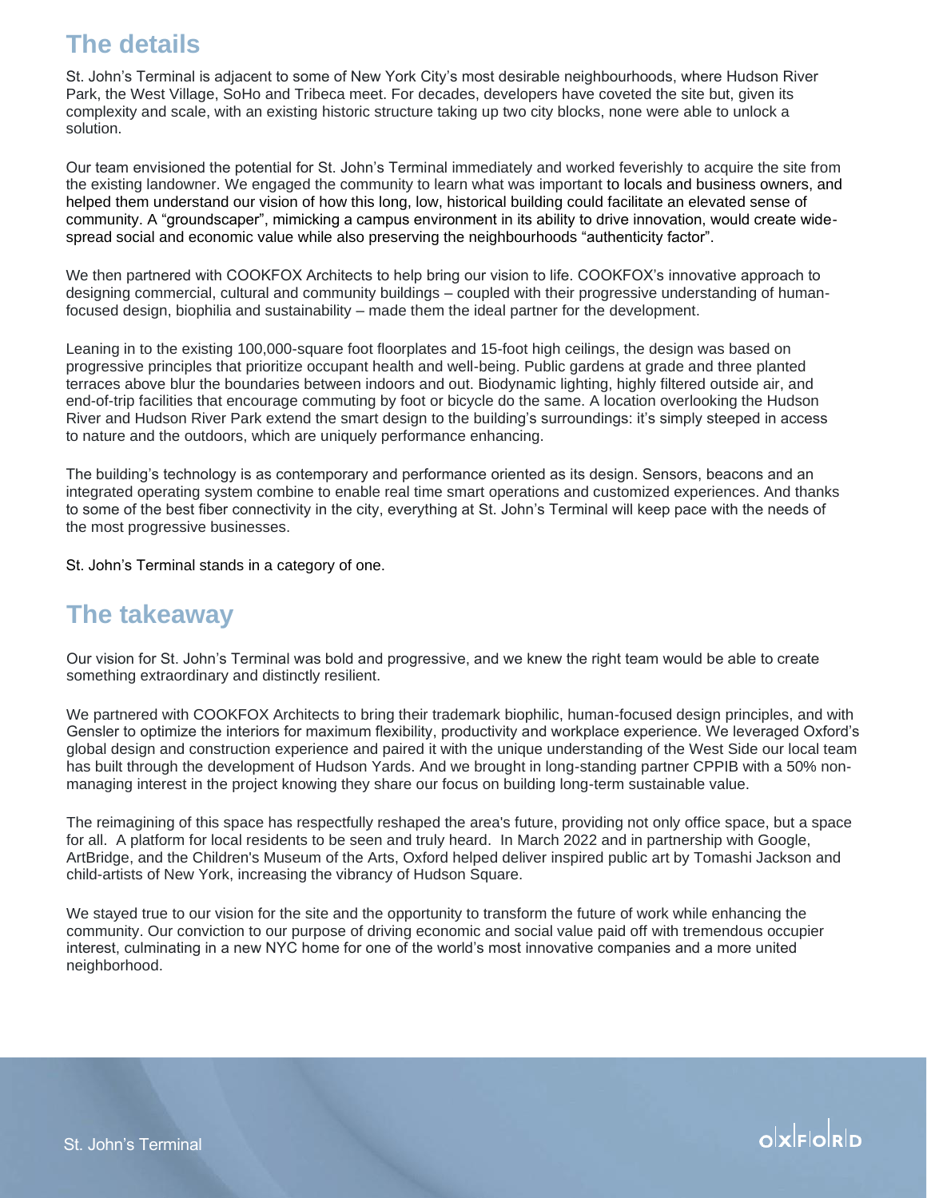## The details

St. John's Terminal is adjacent to some of New York City's most desirable neighbourhoods, where Hudson River Park, the West Village, SoHo and Tribeca meet. For decades, developers have coveted the site but, given its complexity and scale, with an existing historic structure taking up two city blocks, none were able to unlock a solution.

Our team envisioned the potential for St. John's Terminal immediately and worked feverishly to acquire the site from the existing landowner. We engaged the community to learn what was important to locals and business owners, and helped them understand our vision of how this long, low, historical building could facilitate an elevated sense of community. A "groundscaper", mimicking a campus environment in its ability to drive innovation, would create wide-spread social and economic value while also preserving the neighbourhoods "authenticity factor".

We then partnered with COOKFOX Architects to help bring our vision to life. COOKFOX's innovative approach to designing commercial, cultural and community buildings – coupled with their progressive understanding of human-focused design, biophilia and sustainability – made them the ideal partner for the development.

Leaning in to the existing 100,000-square foot floorplates and 15-foot high ceilings, the design was based on progressive principles that prioritize occupant health and well-being. Public gardens at grade and three planted terraces above blur the boundaries between indoors and out. Biodynamic lighting, highly filtered outside air, and end-of-trip facilities that encourage commuting by foot or bicycle do the same. A location overlooking the Hudson River and Hudson River Park extend the smart design to the building's surroundings: it's simply steeped in access to nature and the outdoors, which are uniquely performance enhancing.

The building's technology is as contemporary and performance oriented as its design. Sensors, beacons and an integrated operating system combine to enable real time smart operations and customized experiences. And thanks to some of the best fiber connectivity in the city, everything at St. John's Terminal will keep pace with the needs of the most progressive businesses.

St. John's Terminal stands in a category of one.

## The takeaway

Our vision for St. John's Terminal was bold and progressive, and we knew the right team would be able to create something extraordinary and distinctly resilient.

We partnered with COOKFOX Architects to bring their trademark biophilic, human-focused design principles, and with Gensler to optimize the interiors for maximum flexibility, productivity and workplace experience. We leveraged Oxford's global design and construction experience and paired it with the unique understanding of the West Side our local team has built through the development of Hudson Yards. And we brought in long-standing partner CPPIB with a 50% non-managing interest in the project knowing they share our focus on building long-term sustainable value.

The reimagining of this space has respectfully reshaped the area's future, providing not only office space, but a space for all. A platform for local residents to be seen and truly heard. In March 2022 and in partnership with Google, ArtBridge, and the Children's Museum of the Arts, Oxford helped deliver inspired public art by Tomashi Jackson and child-artists of New York, increasing the vibrancy of Hudson Square.

We stayed true to our vision for the site and the opportunity to transform the future of work while enhancing the community. Our conviction to our purpose of driving economic and social value paid off with tremendous occupier interest, culminating in a new NYC home for one of the world's most innovative companies and a more united neighborhood.